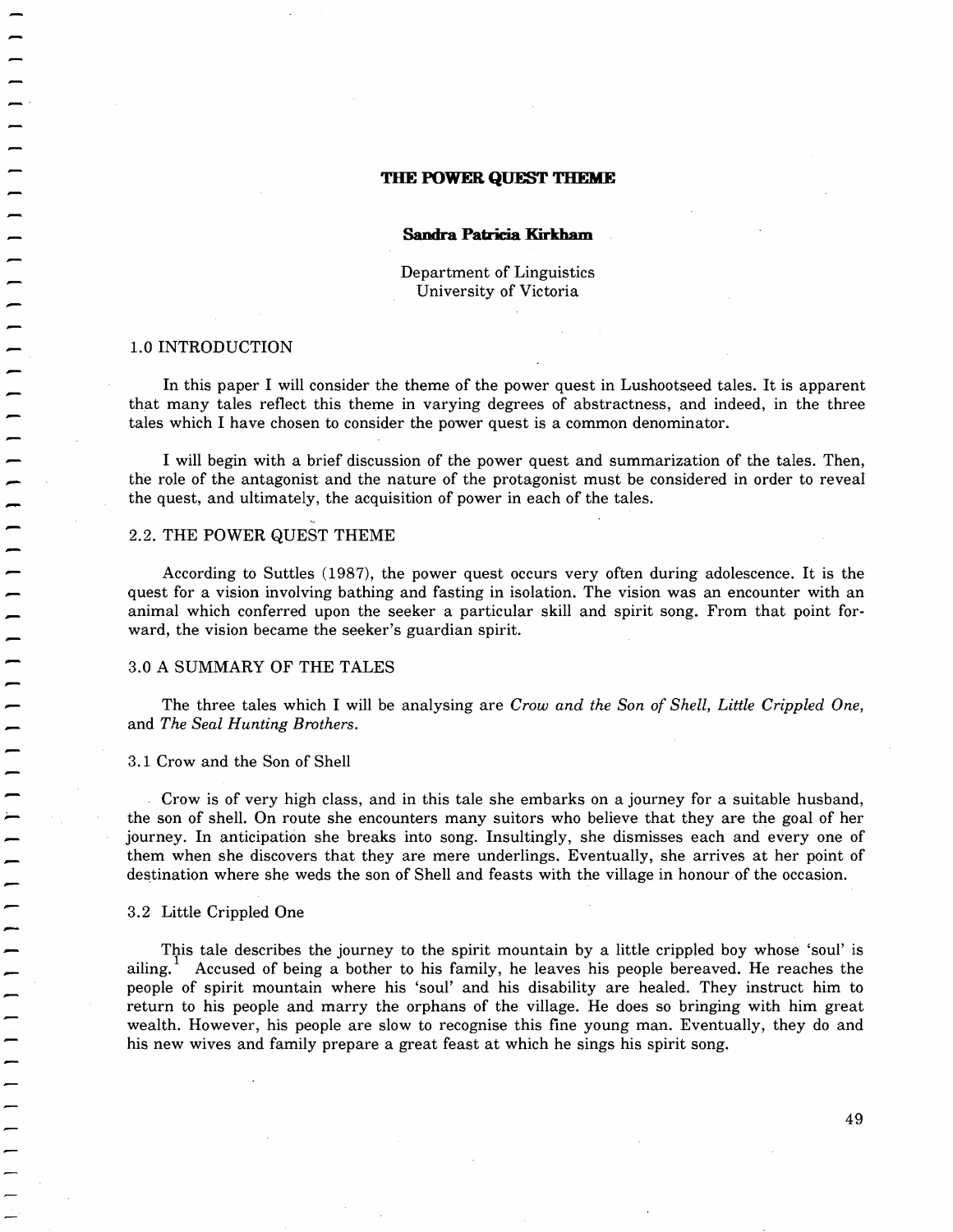# THE POWER QUEST THEME

**Sandra Patricia Kirkham**

Department of Linguistics
University of Victoria

## 1.0 INTRODUCTION

In this paper I will consider the theme of the power quest in Lushootseed tales. It is apparent that many tales reflect this theme in varying degrees of abstractness, and indeed, in the three tales which I have chosen to consider the power quest is a common denominator.

I will begin with a brief discussion of the power quest and summarization of the tales. Then, the role of the antagonist and the nature of the protagonist must be considered in order to reveal the quest, and ultimately, the acquisition of power in each of the tales.

## 2.2. THE POWER QUEST THEME

According to Suttles (1987), the power quest occurs very often during adolescence. It is the quest for a vision involving bathing and fasting in isolation. The vision was an encounter with an animal which conferred upon the seeker a particular skill and spirit song. From that point forward, the vision became the seeker's guardian spirit.

## 3.0 A SUMMARY OF THE TALES

The three tales which I will be analysing are *Crow and the Son of Shell*, *Little Crippled One*, and *The Seal Hunting Brothers*.

### 3.1 Crow and the Son of Shell

Crow is of very high class, and in this tale she embarks on a journey for a suitable husband, the son of shell. On route she encounters many suitors who believe that they are the goal of her journey. In anticipation she breaks into song. Insultingly, she dismisses each and every one of them when she discovers that they are mere underlings. Eventually, she arrives at her point of destination where she weds the son of Shell and feasts with the village in honour of the occasion.

### 3.2 Little Crippled One

This tale describes the journey to the spirit mountain by a little crippled boy whose 'soul' is ailing.[1] Accused of being a bother to his family, he leaves his people bereaved. He reaches the people of spirit mountain where his 'soul' and his disability are healed. They instruct him to return to his people and marry the orphans of the village. He does so bringing with him great wealth. However, his people are slow to recognise this fine young man. Eventually, they do and his new wives and family prepare a great feast at which he sings his spirit song.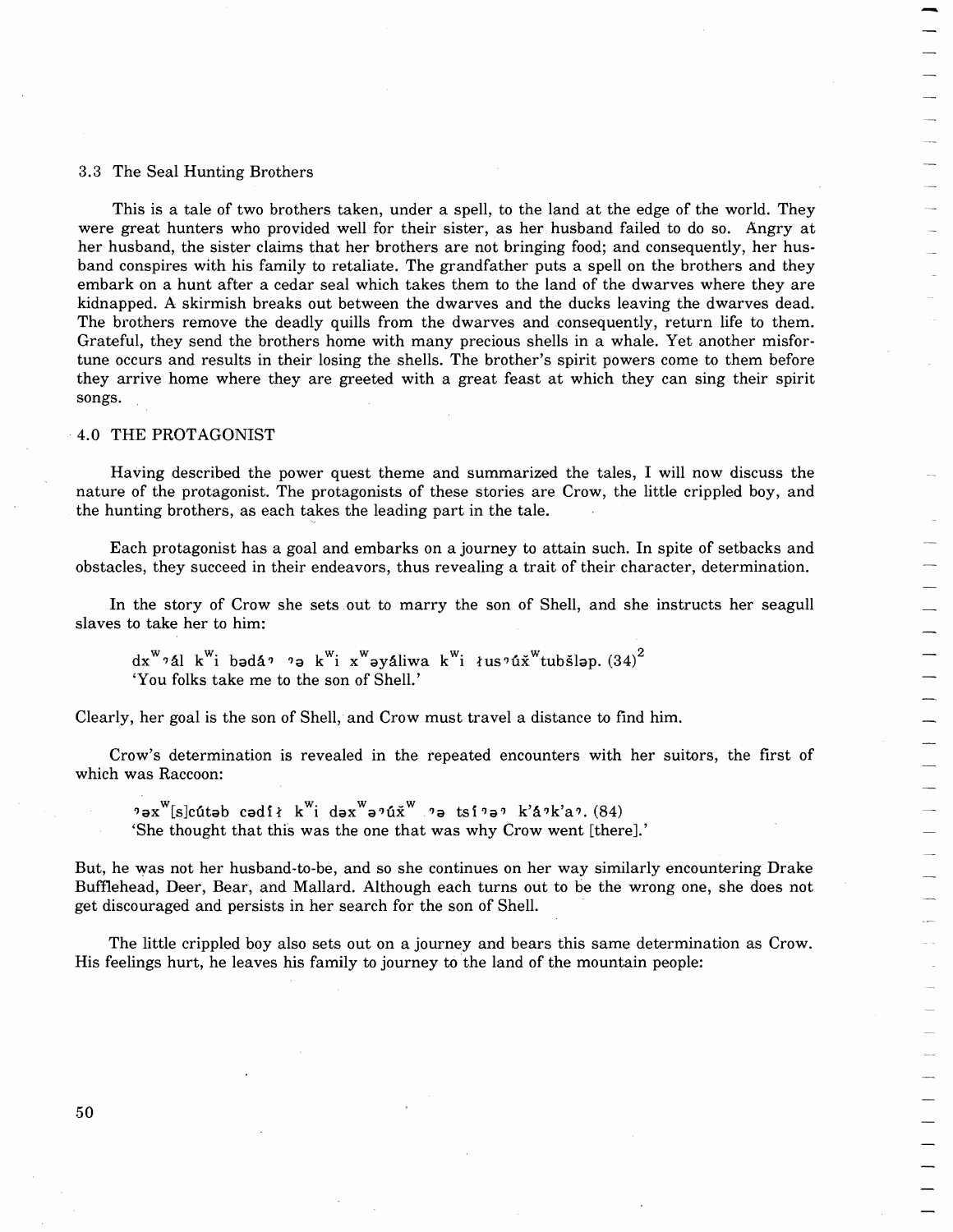### 3.3 The Seal Hunting Brothers

This is a tale of two brothers taken, under a spell, to the land at the edge of the world. They were great hunters who provided well for their sister, as her husband failed to do so. Angry at her husband, the sister claims that her brothers are not bringing food; and consequently, her husband conspires with his family to retaliate. The grandfather puts a spell on the brothers and they embark on a hunt after a cedar seal which takes them to the land of the dwarves where they are kidnapped. A skirmish breaks out between the dwarves and the ducks leaving the dwarves dead. The brothers remove the deadly quills from the dwarves and consequently, return life to them. Grateful, they send the brothers home with many precious shells in a whale. Yet another misfortune occurs and results in their losing the shells. The brother's spirit powers come to them before they arrive home where they are greeted with a great feast at which they can sing their spirit songs.

## 4.0 THE PROTAGONIST

Having described the power quest theme and summarized the tales, I will now discuss the nature of the protagonist. The protagonists of these stories are Crow, the little crippled boy, and the hunting brothers, as each takes the leading part in the tale.

Each protagonist has a goal and embarks on a journey to attain such. In spite of setbacks and obstacles, they succeed in their endeavors, thus revealing a trait of their character, determination.

In the story of Crow she sets out to marry the son of Shell, and she instructs her seagull slaves to take her to him:

> dxʷʔál kʷi bədáʔ ʔə kʷi xʷəyáliwa kʷi łusʔúx̌ʷtubšləp. (34)[2]
> 'You folks take me to the son of Shell.'

Clearly, her goal is the son of Shell, and Crow must travel a distance to find him.

Crow's determination is revealed in the repeated encounters with her suitors, the first of which was Raccoon:

> ʔəxʷ[s]cútəb cədíł kʷi dəxʷəʔúx̌ʷ ʔə tsíʔəʔ k'áʔk'aʔ. (84)
> 'She thought that this was the one that was why Crow went [there].'

But, he was not her husband-to-be, and so she continues on her way similarly encountering Drake Bufflehead, Deer, Bear, and Mallard. Although each turns out to be the wrong one, she does not get discouraged and persists in her search for the son of Shell.

The little crippled boy also sets out on a journey and bears this same determination as Crow. His feelings hurt, he leaves his family to journey to the land of the mountain people: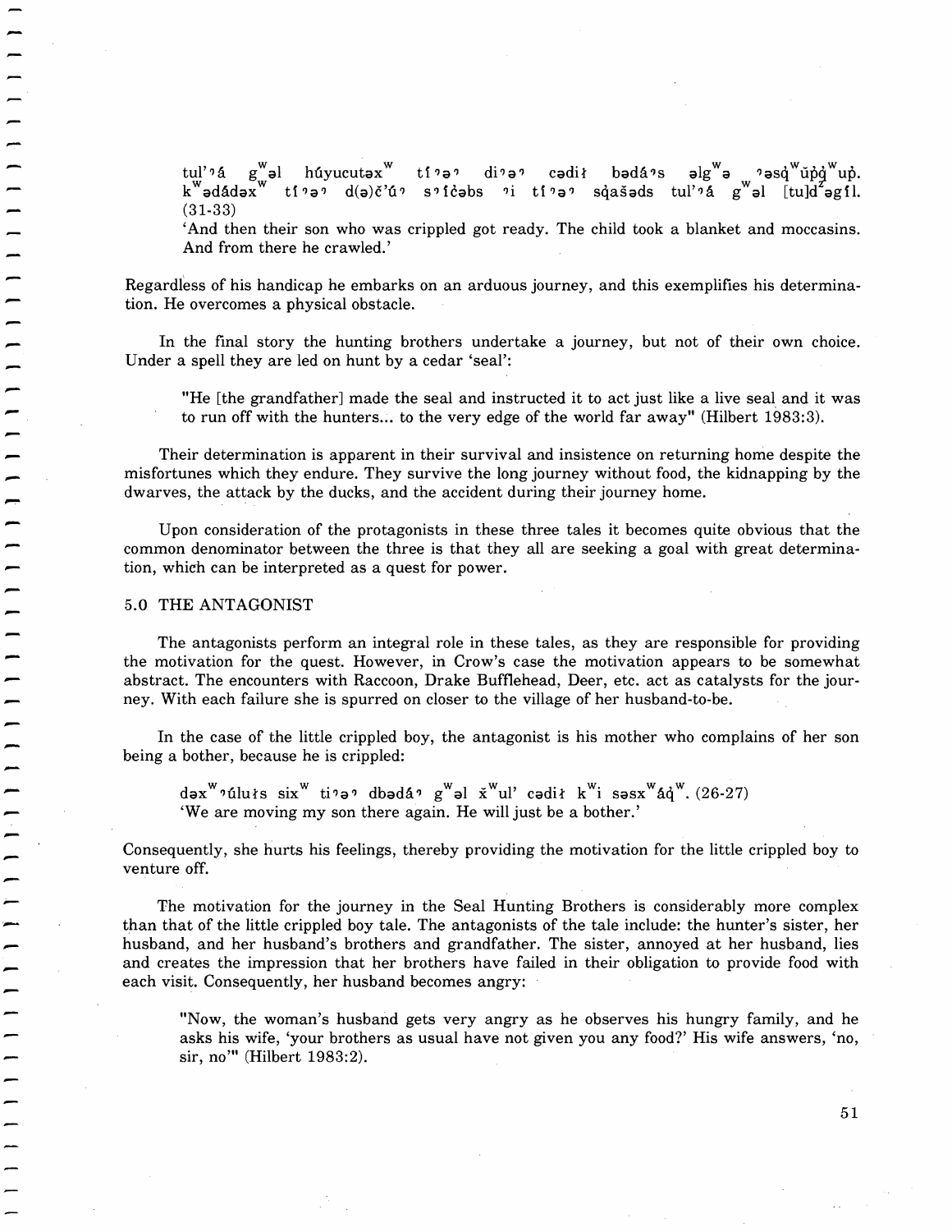tul'ʔá gʷəl húyucutəxʷ tíʔəʔ diʔəʔ cədiɬ bədáʔs əlgʷə ʔəsq̓ʷúp̓q̓ʷup̓. kʷədádəxʷ tíʔəʔ d(ə)č'úʔ sʔícəbs ʔi tíʔəʔ sq̓ašəds tul'ʔá gʷəl [tu]dᶻəgíl. (31-33)

'And then their son who was crippled got ready. The child took a blanket and moccasins. And from there he crawled.'

Regardless of his handicap he embarks on an arduous journey, and this exemplifies his determination. He overcomes a physical obstacle.

In the final story the hunting brothers undertake a journey, but not of their own choice. Under a spell they are led on hunt by a cedar 'seal':

> "He [the grandfather] made the seal and instructed it to act just like a live seal and it was to run off with the hunters... to the very edge of the world far away" (Hilbert 1983:3).

Their determination is apparent in their survival and insistence on returning home despite the misfortunes which they endure. They survive the long journey without food, the kidnapping by the dwarves, the attack by the ducks, and the accident during their journey home.

Upon consideration of the protagonists in these three tales it becomes quite obvious that the common denominator between the three is that they all are seeking a goal with great determination, which can be interpreted as a quest for power.

## 5.0 THE ANTAGONIST

The antagonists perform an integral role in these tales, as they are responsible for providing the motivation for the quest. However, in Crow's case the motivation appears to be somewhat abstract. The encounters with Raccoon, Drake Bufflehead, Deer, etc. act as catalysts for the journey. With each failure she is spurred on closer to the village of her husband-to-be.

In the case of the little crippled boy, the antagonist is his mother who complains of her son being a bother, because he is crippled:

dəxʷʔúluɬs sixʷ tiʔəʔ dbədáʔ gʷəl x̌ʷul' cədiɬ kʷi səsxʷáq̓ʷ. (26-27)

'We are moving my son there again. He will just be a bother.'

Consequently, she hurts his feelings, thereby providing the motivation for the little crippled boy to venture off.

The motivation for the journey in the Seal Hunting Brothers is considerably more complex than that of the little crippled boy tale. The antagonists of the tale include: the hunter's sister, her husband, and her husband's brothers and grandfather. The sister, annoyed at her husband, lies and creates the impression that her brothers have failed in their obligation to provide food with each visit. Consequently, her husband becomes angry:

> "Now, the woman's husband gets very angry as he observes his hungry family, and he asks his wife, 'your brothers as usual have not given you any food?' His wife answers, 'no, sir, no'" (Hilbert 1983:2).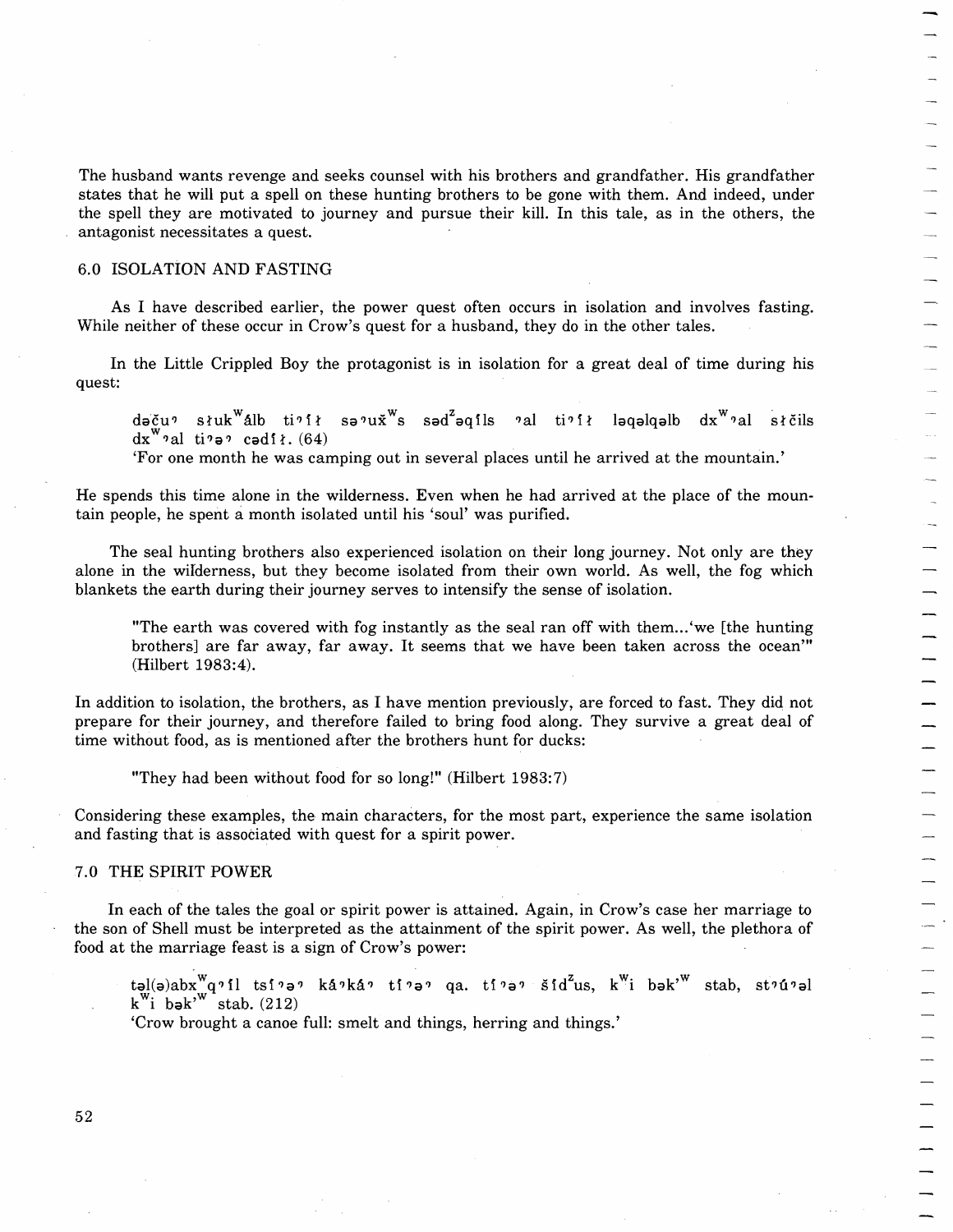The husband wants revenge and seeks counsel with his brothers and grandfather. His grandfather states that he will put a spell on these hunting brothers to be gone with them. And indeed, under the spell they are motivated to journey and pursue their kill. In this tale, as in the others, the antagonist necessitates a quest.

## 6.0 ISOLATION AND FASTING

As I have described earlier, the power quest often occurs in isolation and involves fasting. While neither of these occur in Crow's quest for a husband, they do in the other tales.

In the Little Crippled Boy the protagonist is in isolation for a great deal of time during his quest:

> dəčuˀ sɬukʷálb tiˀíɬ səˀux̌ʷs sədᶻəqíls ˀal tiˀíɬ ləqəlqəlb dxʷˀal sɬčils dxʷˀal tiˀəˀ cədíɬ. (64)
>
> 'For one month he was camping out in several places until he arrived at the mountain.'

He spends this time alone in the wilderness. Even when he had arrived at the place of the mountain people, he spent a month isolated until his 'soul' was purified.

The seal hunting brothers also experienced isolation on their long journey. Not only are they alone in the wilderness, but they become isolated from their own world. As well, the fog which blankets the earth during their journey serves to intensify the sense of isolation.

> "The earth was covered with fog instantly as the seal ran off with them...'we [the hunting brothers] are far away, far away. It seems that we have been taken across the ocean'" (Hilbert 1983:4).

In addition to isolation, the brothers, as I have mention previously, are forced to fast. They did not prepare for their journey, and therefore failed to bring food along. They survive a great deal of time without food, as is mentioned after the brothers hunt for ducks:

> "They had been without food for so long!" (Hilbert 1983:7)

Considering these examples, the main characters, for the most part, experience the same isolation and fasting that is associated with quest for a spirit power.

## 7.0 THE SPIRIT POWER

In each of the tales the goal or spirit power is attained. Again, in Crow's case her marriage to the son of Shell must be interpreted as the attainment of the spirit power. As well, the plethora of food at the marriage feast is a sign of Crow's power:

> təl(ə)abxʷqˀíl tsíˀəˀ káˀkáˀ tíˀəˀ qa. tíˀəˀ šídᶻus, kʷi bəkʼʷ stab, stˀúˀəl kʷi bəkʼʷ stab. (212)
>
> 'Crow brought a canoe full: smelt and things, herring and things.'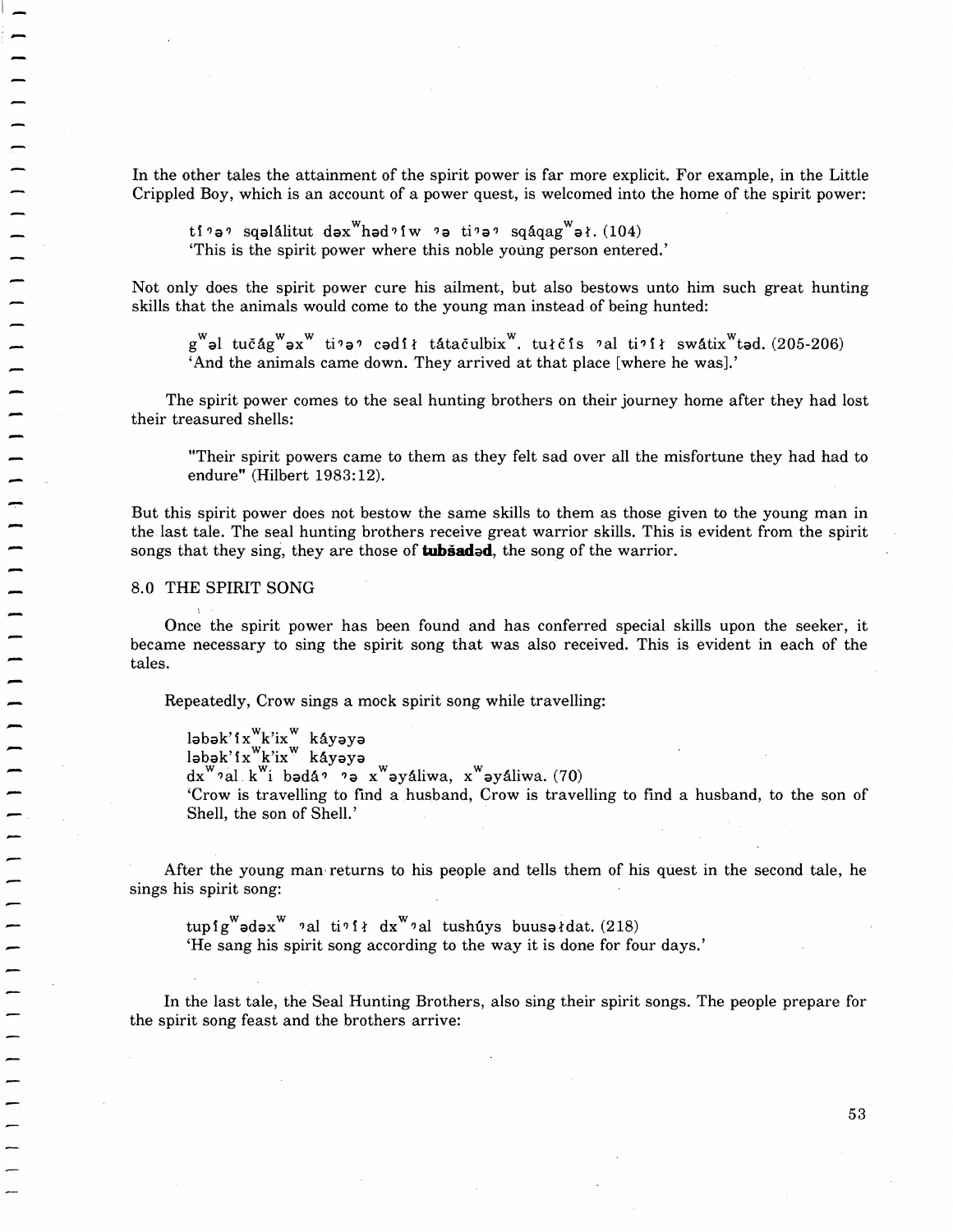In the other tales the attainment of the spirit power is far more explicit. For example, in the Little Crippled Boy, which is an account of a power quest, is welcomed into the home of the spirit power:

> tíʔəʔ sqəlálitut dəxʷhədʔíw ʔə tiʔəʔ sqáqagʷəɬ. (104)
> 'This is the spirit power where this noble young person entered.'

Not only does the spirit power cure his ailment, but also bestows unto him such great hunting skills that the animals would come to the young man instead of being hunted:

> gʷəl tučágʷəxʷ tiʔəʔ cədíɬ tátačulbixʷ. tuɬčís ʔal tiʔíɬ swátixʷtəd. (205-206)
> 'And the animals came down. They arrived at that place [where he was].'

The spirit power comes to the seal hunting brothers on their journey home after they had lost their treasured shells:

> "Their spirit powers came to them as they felt sad over all the misfortune they had had to endure" (Hilbert 1983:12).

But this spirit power does not bestow the same skills to them as those given to the young man in the last tale. The seal hunting brothers receive great warrior skills. This is evident from the spirit songs that they sing, they are those of **tubšadəd**, the song of the warrior.

## 8.0 THE SPIRIT SONG

Once the spirit power has been found and has conferred special skills upon the seeker, it became necessary to sing the spirit song that was also received. This is evident in each of the tales.

Repeatedly, Crow sings a mock spirit song while travelling:

> ləbək'íxʷk'ixʷ káyəyə
> ləbək'íxʷk'ixʷ káyəyə
> dxʷʔal kʷi bədáʔ ʔə xʷəyáliwa, xʷəyáliwa. (70)
> 'Crow is travelling to find a husband, Crow is travelling to find a husband, to the son of Shell, the son of Shell.'

After the young man returns to his people and tells them of his quest in the second tale, he sings his spirit song:

> tupígʷədəxʷ ʔal tiʔíɬ dxʷʔal tushúys buusəɬdat. (218)
> 'He sang his spirit song according to the way it is done for four days.'

In the last tale, the Seal Hunting Brothers, also sing their spirit songs. The people prepare for the spirit song feast and the brothers arrive: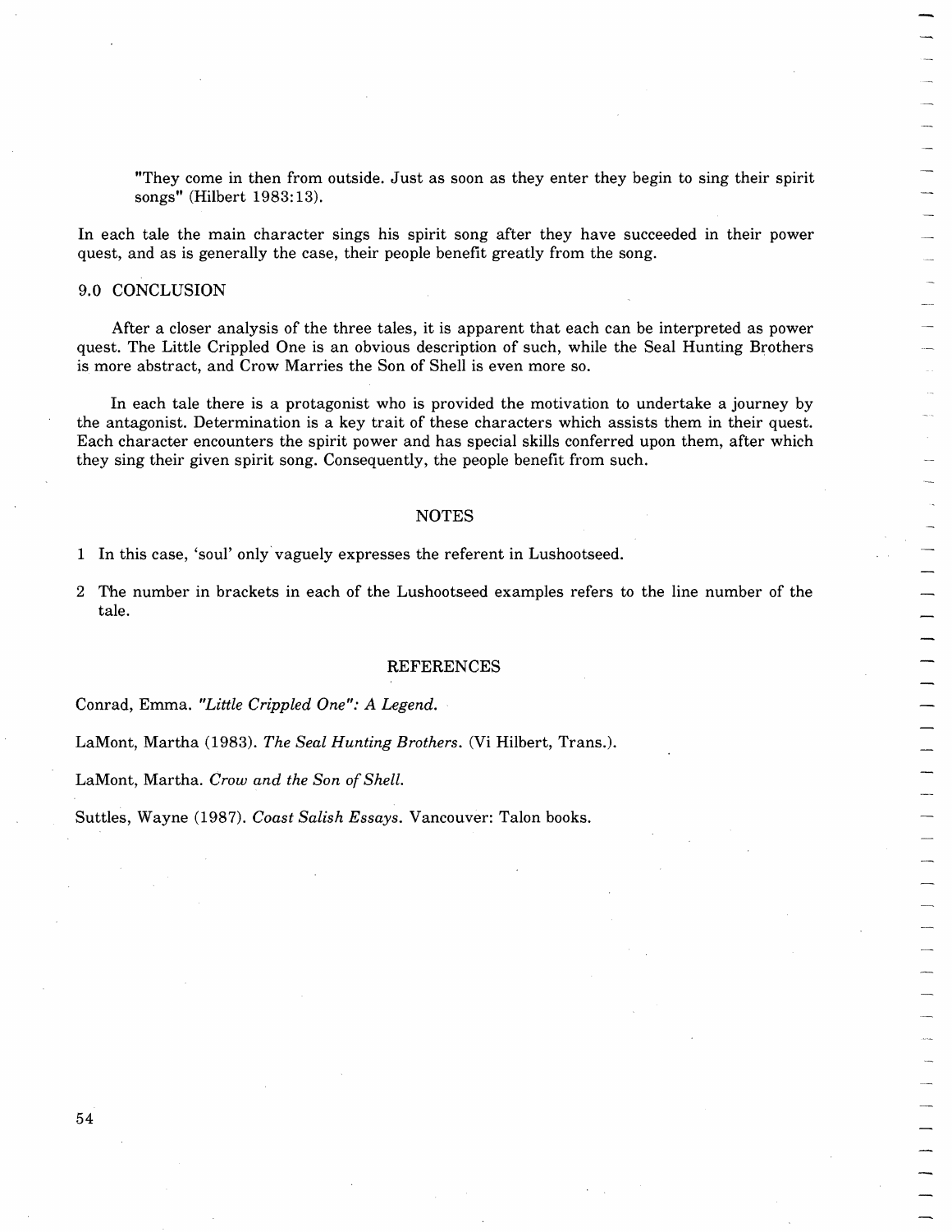"They come in then from outside. Just as soon as they enter they begin to sing their spirit songs" (Hilbert 1983:13).

In each tale the main character sings his spirit song after they have succeeded in their power quest, and as is generally the case, their people benefit greatly from the song.

## 9.0 CONCLUSION

After a closer analysis of the three tales, it is apparent that each can be interpreted as power quest. The Little Crippled One is an obvious description of such, while the Seal Hunting Brothers is more abstract, and Crow Marries the Son of Shell is even more so.

In each tale there is a protagonist who is provided the motivation to undertake a journey by the antagonist. Determination is a key trait of these characters which assists them in their quest. Each character encounters the spirit power and has special skills conferred upon them, after which they sing their given spirit song. Consequently, the people benefit from such.

## NOTES

1 In this case, 'soul' only vaguely expresses the referent in Lushootseed.

2 The number in brackets in each of the Lushootseed examples refers to the line number of the tale.

## REFERENCES

Conrad, Emma. *"Little Crippled One": A Legend.*

LaMont, Martha (1983). *The Seal Hunting Brothers.* (Vi Hilbert, Trans.).

LaMont, Martha. *Crow and the Son of Shell.*

Suttles, Wayne (1987). *Coast Salish Essays.* Vancouver: Talon books.